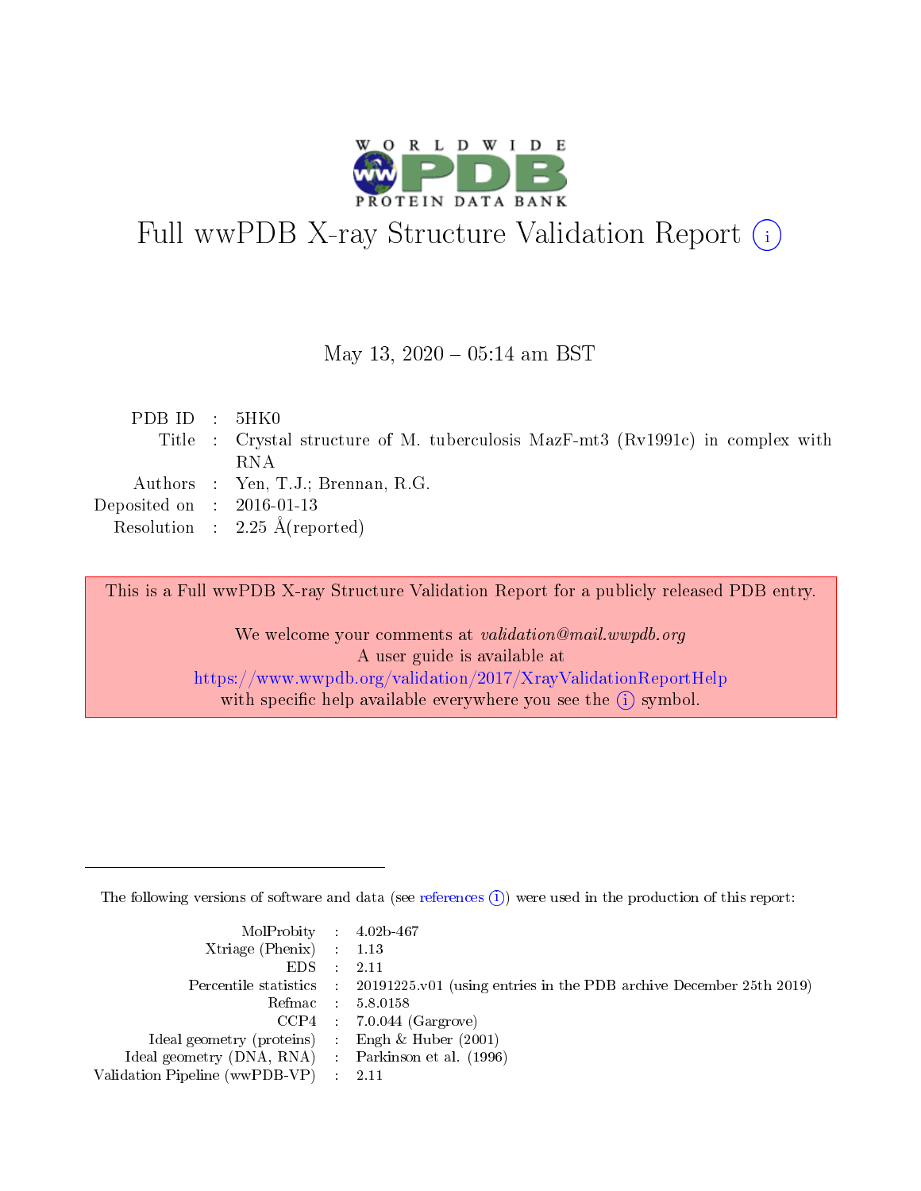# Full wwPDB X-ray Structure Validation Report (i)

May 13, 2020 – 05:14 am BST

| | | |
|---|---|---|
| PDB ID | : | 5HK0 |
| Title | : | Crystal structure of M. tuberculosis MazF-mt3 (Rv1991c) in complex with RNA |
| Authors | : | Yen, T.J.; Brennan, R.G. |
| Deposited on | : | 2016-01-13 |
| Resolution | : | 2.25 Å(reported) |

This is a Full wwPDB X-ray Structure Validation Report for a publicly released PDB entry.

We welcome your comments at *validation@mail.wwpdb.org*
A user guide is available at
https://www.wwpdb.org/validation/2017/XrayValidationReportHelp
with specific help available everywhere you see the (i) symbol.

The following versions of software and data (see references (i)) were used in the production of this report:

| | | |
|---|---|---|
| MolProbity | : | 4.02b-467 |
| Xtriage (Phenix) | : | 1.13 |
| EDS | : | 2.11 |
| Percentile statistics | : | 20191225.v01 (using entries in the PDB archive December 25th 2019) |
| Refmac | : | 5.8.0158 |
| CCP4 | : | 7.0.044 (Gargrove) |
| Ideal geometry (proteins) | : | Engh & Huber (2001) |
| Ideal geometry (DNA, RNA) | : | Parkinson et al. (1996) |
| Validation Pipeline (wwPDB-VP) | : | 2.11 |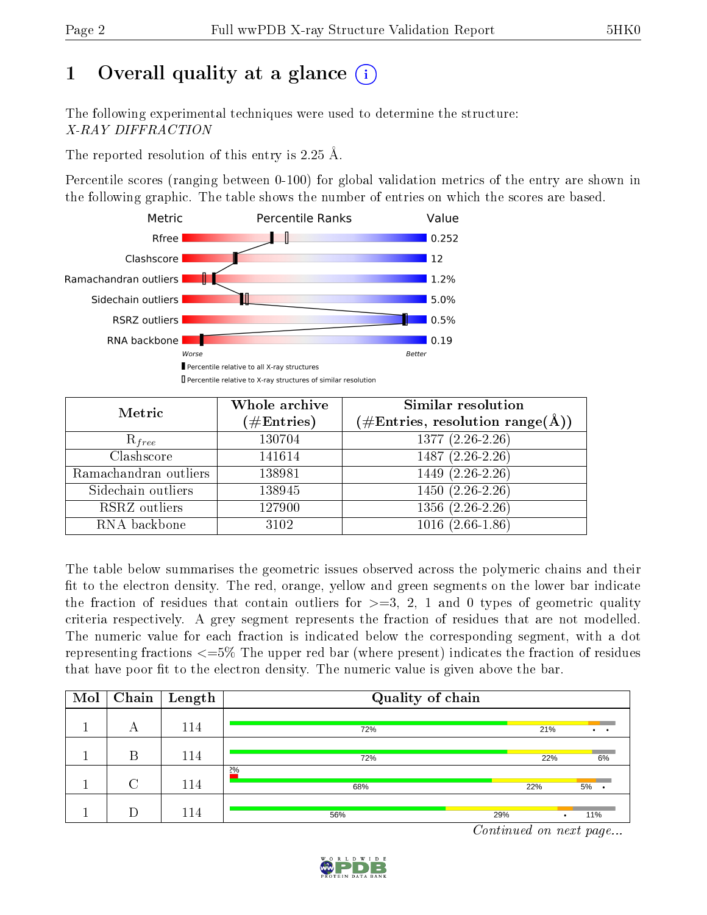# 1 Overall quality at a glance

The following experimental techniques were used to determine the structure: *X-RAY DIFFRACTION*

The reported resolution of this entry is 2.25 Å.

Percentile scores (ranging between 0-100) for global validation metrics of the entry are shown in the following graphic. The table shows the number of entries on which the scores are based.

| Metric | Value |
|---|---|
| Rfree | 0.252 |
| Clashscore | 12 |
| Ramachandran outliers | 1.2% |
| Sidechain outliers | 5.0% |
| RSRZ outliers | 0.5% |
| RNA backbone | 0.19 |

Worse — Better

Percentile relative to all X-ray structures

Percentile relative to X-ray structures of similar resolution

| Metric | Whole archive (#Entries) | Similar resolution (#Entries, resolution range(Å)) |
|---|---|---|
| $R_{free}$ | 130704 | 1377 (2.26-2.26) |
| Clashscore | 141614 | 1487 (2.26-2.26) |
| Ramachandran outliers | 138981 | 1449 (2.26-2.26) |
| Sidechain outliers | 138945 | 1450 (2.26-2.26) |
| RSRZ outliers | 127900 | 1356 (2.26-2.26) |
| RNA backbone | 3102 | 1016 (2.66-1.86) |

The table below summarises the geometric issues observed across the polymeric chains and their fit to the electron density. The red, orange, yellow and green segments on the lower bar indicate the fraction of residues that contain outliers for >=3, 2, 1 and 0 types of geometric quality criteria respectively. A grey segment represents the fraction of residues that are not modelled. The numeric value for each fraction is indicated below the corresponding segment, with a dot representing fractions <=5% The upper red bar (where present) indicates the fraction of residues that have poor fit to the electron density. The numeric value is given above the bar.

| Mol | Chain | Length | Quality of chain |
|---|---|---|---|
| 1 | A | 114 | 72% · 21% · • • |
| 1 | B | 114 | 72% · 22% · 6% |
| 1 | C | 114 | 2% (poor fit); 68% · 22% · 5% · • |
| 1 | D | 114 | 56% · 29% · • · 11% |

*Continued on next page...*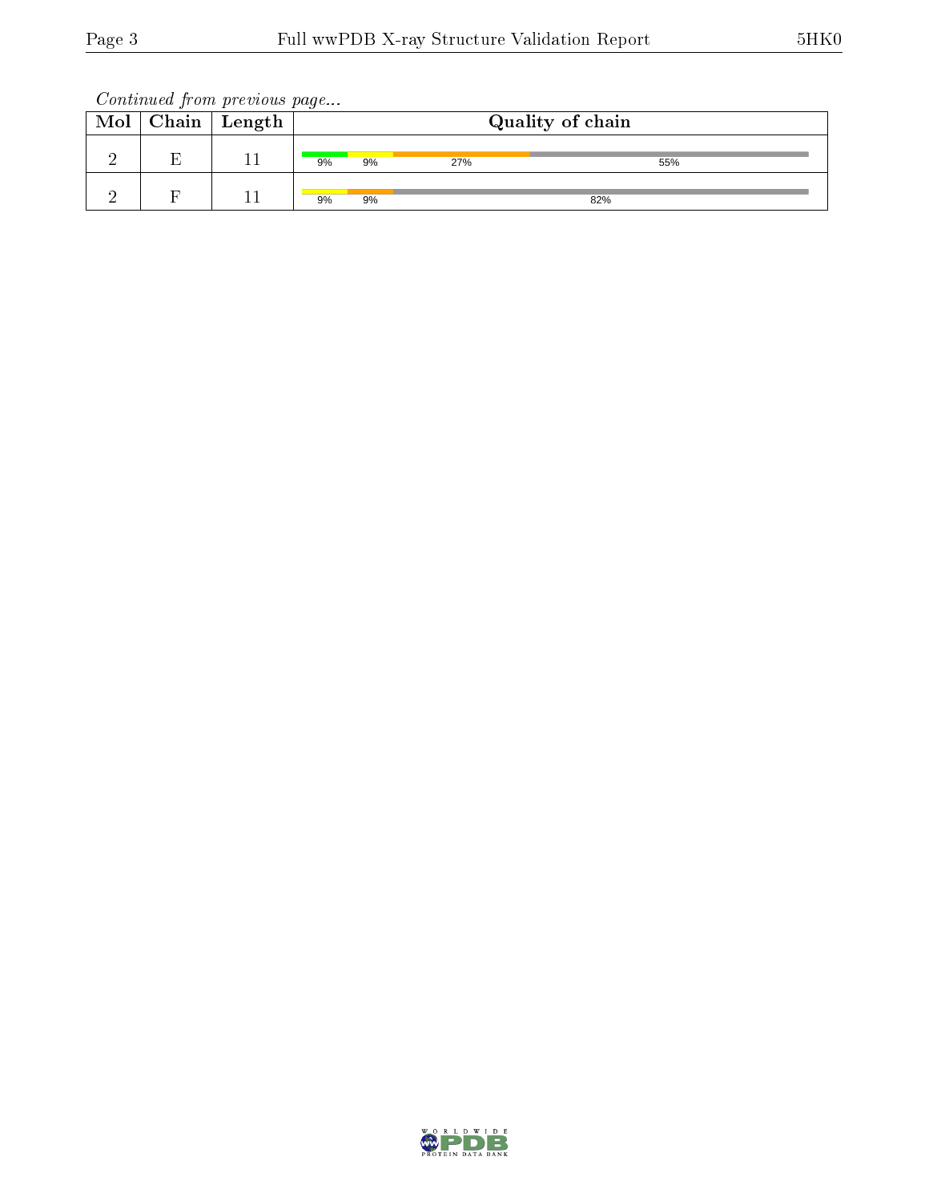*Continued from previous page...*

| Mol | Chain | Length | Quality of chain |
|---|---|---|---|
| 2 | E | 11 | 9% 9% 27% 55% |
| 2 | F | 11 | 9% 9% 82% |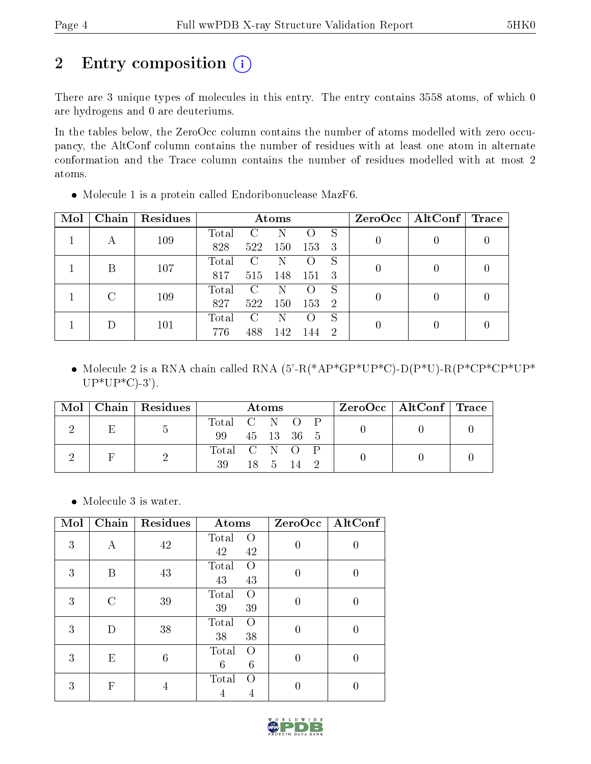# 2 Entry composition (i)

There are 3 unique types of molecules in this entry. The entry contains 3558 atoms, of which 0 are hydrogens and 0 are deuteriums.

In the tables below, the ZeroOcc column contains the number of atoms modelled with zero occupancy, the AltConf column contains the number of residues with at least one atom in alternate conformation and the Trace column contains the number of residues modelled with at most 2 atoms.

- Molecule 1 is a protein called Endoribonuclease MazF6.

| Mol | Chain | Residues | Atoms | | | | | ZeroOcc | AltConf | Trace |
|---|---|---|---|---|---|---|---|---|---|---|
| | | | Total | C | N | O | S | | | |
| 1 | A | 109 | 828 | 522 | 150 | 153 | 3 | 0 | 0 | 0 |
| 1 | B | 107 | 817 | 515 | 148 | 151 | 3 | 0 | 0 | 0 |
| 1 | C | 109 | 827 | 522 | 150 | 153 | 2 | 0 | 0 | 0 |
| 1 | D | 101 | 776 | 488 | 142 | 144 | 2 | 0 | 0 | 0 |

- Molecule 2 is a RNA chain called RNA (5'-R(*AP*GP*UP*C)-D(P*U)-R(P*CP*CP*UP*UP*UP*C)-3').

| Mol | Chain | Residues | Atoms | | | | | ZeroOcc | AltConf | Trace |
|---|---|---|---|---|---|---|---|---|---|---|
| | | | Total | C | N | O | P | | | |
| 2 | E | 5 | 99 | 45 | 13 | 36 | 5 | 0 | 0 | 0 |
| 2 | F | 2 | 39 | 18 | 5 | 14 | 2 | 0 | 0 | 0 |

- Molecule 3 is water.

| Mol | Chain | Residues | Atoms | | ZeroOcc | AltConf |
|---|---|---|---|---|---|---|
| | | | Total | O | | |
| 3 | A | 42 | 42 | 42 | 0 | 0 |
| 3 | B | 43 | 43 | 43 | 0 | 0 |
| 3 | C | 39 | 39 | 39 | 0 | 0 |
| 3 | D | 38 | 38 | 38 | 0 | 0 |
| 3 | E | 6 | 6 | 6 | 0 | 0 |
| 3 | F | 4 | 4 | 4 | 0 | 0 |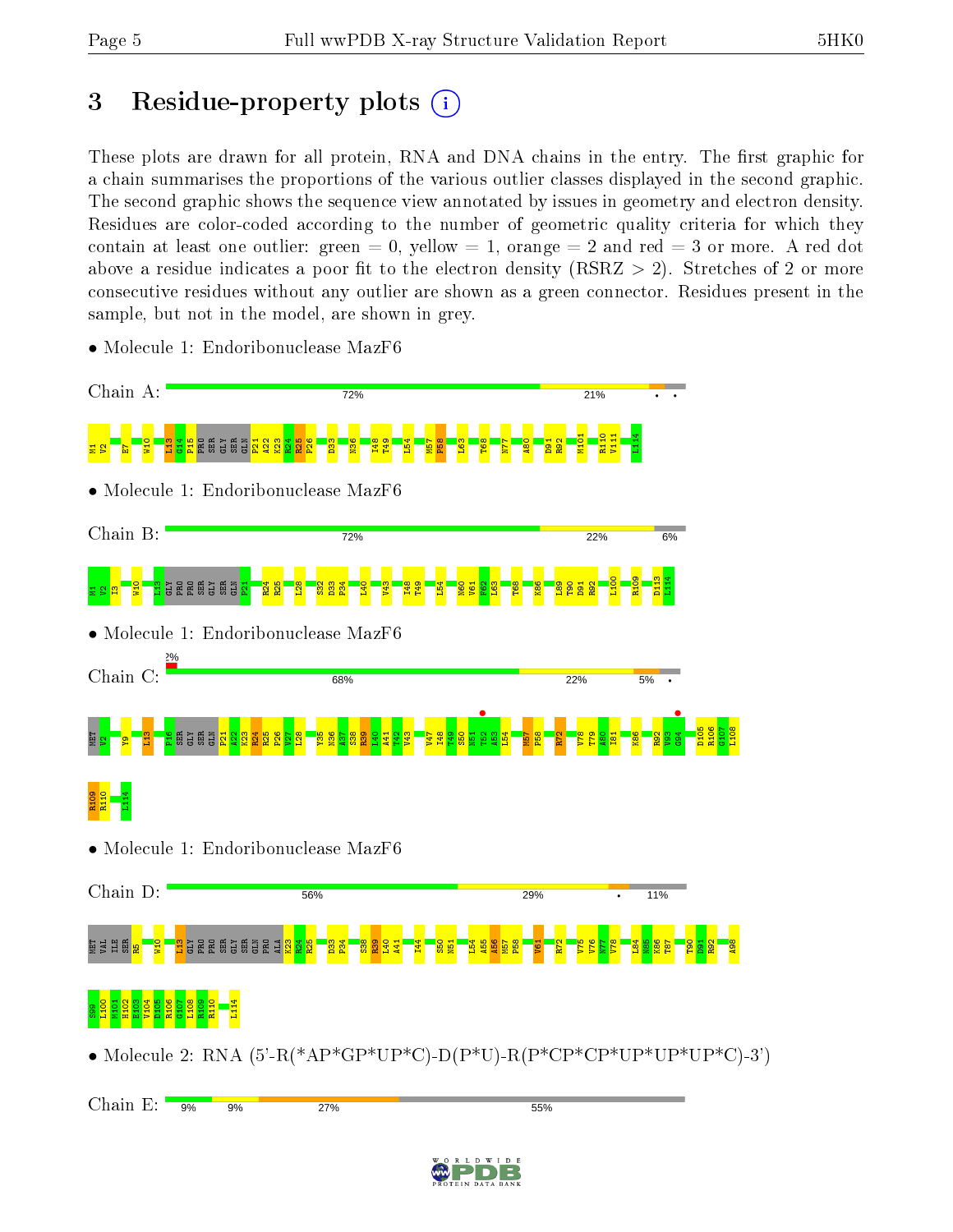# 3 Residue-property plots

These plots are drawn for all protein, RNA and DNA chains in the entry. The first graphic for a chain summarises the proportions of the various outlier classes displayed in the second graphic. The second graphic shows the sequence view annotated by issues in geometry and electron density. Residues are color-coded according to the number of geometric quality criteria for which they contain at least one outlier: green = 0, yellow = 1, orange = 2 and red = 3 or more. A red dot above a residue indicates a poor fit to the electron density (RSRZ > 2). Stretches of 2 or more consecutive residues without any outlier are shown as a green connector. Residues present in the sample, but not in the model, are shown in grey.

- Molecule 1: Endoribonuclease MazF6

Chain A: 72% | 21% | • •

M1 V2 E7 W10 L13 G14 P15 PRO SER GLY SER GLN P21 A22 K23 R24 R25 P26 D33 N36 I48 T49 L54 M57 P58 L63 T68 N77 A80 D91 R92 M101 R110 V111 L114

- Molecule 1: Endoribonuclease MazF6

Chain B: 72% | 22% | 6%

M1 V2 I3 W10 L13 GLY PRO PRO SER GLY SER GLN P21 R24 R25 L28 S32 D33 P34 I40 V43 I48 T49 L54 N60 V61 F62 L63 T68 K86 L89 T90 D91 R92 L100 R109 D113 L114

- Molecule 1: Endoribonuclease MazF6

Chain C: 2% | 68% | 22% | 5% | •

MET V2 Y9 L13 P16 SER GLY SER GLN P21 A22 K23 R24 R25 P26 V27 L28 Y35 N36 A37 S38 R39 I40 A41 F42 V43 V47 I48 T49 S50 N51 T52 L53 L54 M57 P58 R72 V78 T79 A80 I81 K86 R92 V93 G94 D105 R106 G107 L108 R109 R110 L114

- Molecule 1: Endoribonuclease MazF6

Chain D: 56% | 29% | • | 11%

MET VAL ILE SER R5 W10 L13 GLY PRO PRO SER GLY SER GLN PRO ALA K23 R24 R25 D33 P34 S38 R39 I40 A41 I44 S50 N51 L54 T55 A56 M57 P58 V61 R72 V75 V76 N77 V78 L84 N85 K86 T87 T90 D91 R92 A98 S99 L100 M101 H102 E103 V104 D105 R106 G107 L108 R109 R110 L114

- Molecule 2: RNA (5'-R(*AP*GP*UP*C)-D(P*U)-R(P*CP*CP*UP*UP*UP*C)-3')

Chain E: 9% | 9% | 27% | 55%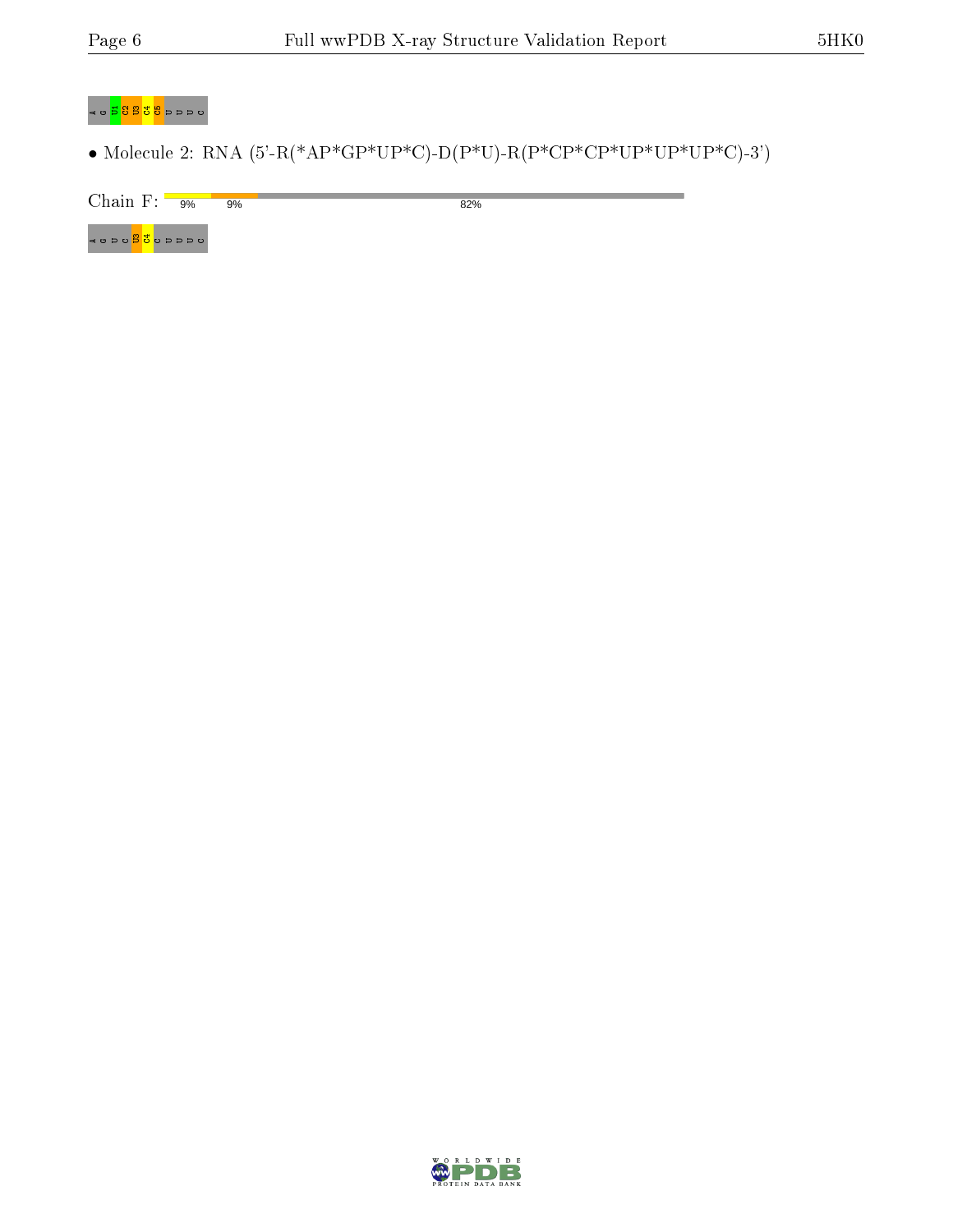A G U1 C2 U3 C4 C5 U U U C

- Molecule 2: RNA (5'-R(*AP*GP*UP*C)-D(P*U)-R(P*CP*CP*UP*UP*UP*C)-3')

Chain F: 9% 9% 82%

A G U C U3 C4 C U U U C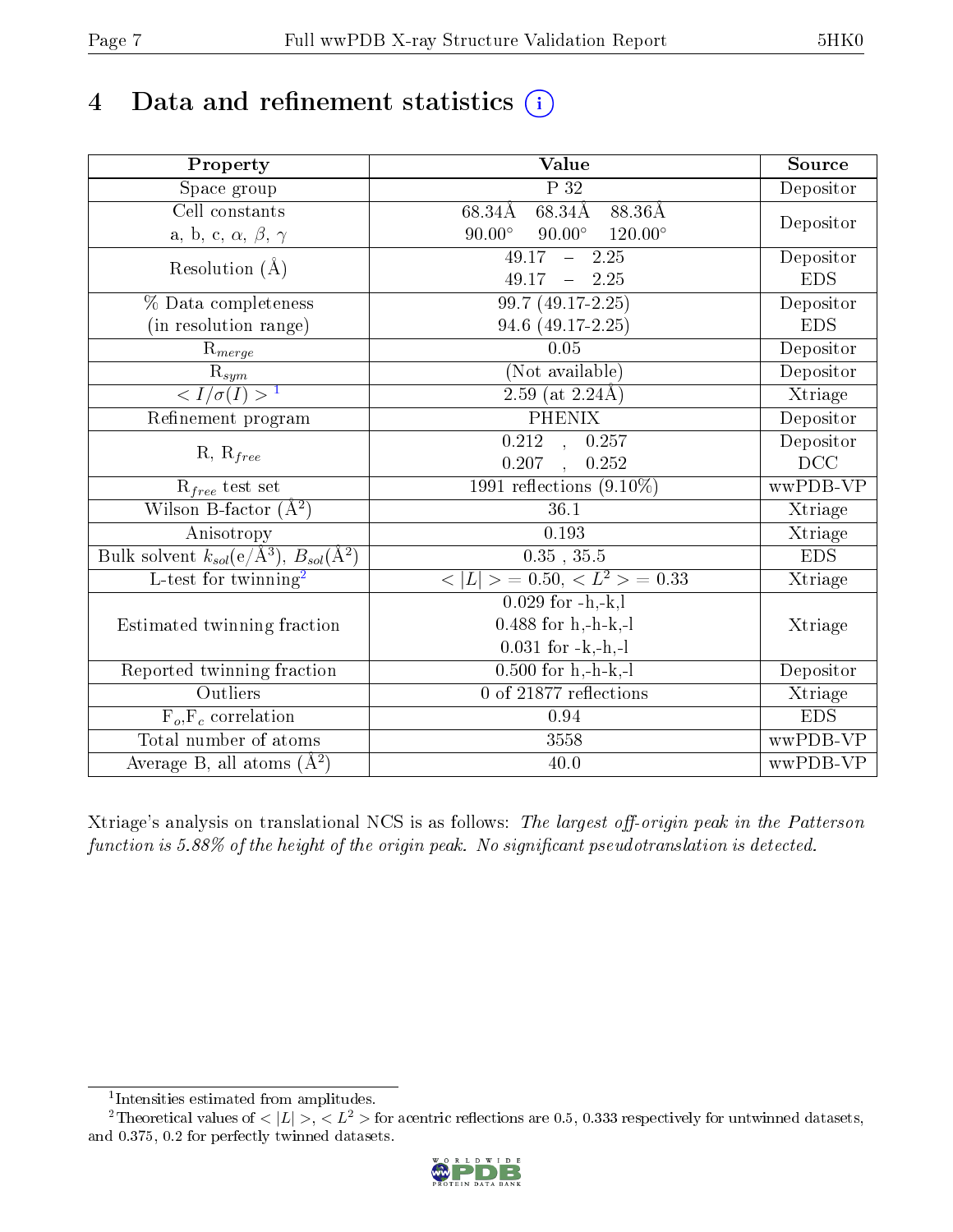# 4 Data and refinement statistics (i)

| Property | Value | Source |
|---|---|---|
| Space group | P 32 | Depositor |
| Cell constants<br>a, b, c, $\alpha$, $\beta$, $\gamma$ | 68.34Å 68.34Å 88.36Å<br>90.00° 90.00° 120.00° | Depositor |
| Resolution (Å) | 49.17 – 2.25<br>49.17 – 2.25 | Depositor<br>EDS |
| % Data completeness<br>(in resolution range) | 99.7 (49.17-2.25)<br>94.6 (49.17-2.25) | Depositor<br>EDS |
| $R_{merge}$ | 0.05 | Depositor |
| $R_{sym}$ | (Not available) | Depositor |
| $< I/\sigma(I) >$ [1] | 2.59 (at 2.24Å) | Xtriage |
| Refinement program | PHENIX | Depositor |
| R, $R_{free}$ | 0.212 , 0.257<br>0.207 , 0.252 | Depositor<br>DCC |
| $R_{free}$ test set | 1991 reflections (9.10%) | wwPDB-VP |
| Wilson B-factor ($Å^2$) | 36.1 | Xtriage |
| Anisotropy | 0.193 | Xtriage |
| Bulk solvent $k_{sol}$(e/$Å^3$), $B_{sol}$($Å^2$) | 0.35 , 35.5 | EDS |
| L-test for twinning[2] | $< \vert L \vert > = 0.50$, $< L^2 > = 0.33$ | Xtriage |
| Estimated twinning fraction | 0.029 for -h,-k,l<br>0.488 for h,-h-k,-l<br>0.031 for -k,-h,-l | Xtriage |
| Reported twinning fraction | 0.500 for h,-h-k,-l | Depositor |
| Outliers | 0 of 21877 reflections | Xtriage |
| $F_o$,$F_c$ correlation | 0.94 | EDS |
| Total number of atoms | 3558 | wwPDB-VP |
| Average B, all atoms ($Å^2$) | 40.0 | wwPDB-VP |

Xtriage's analysis on translational NCS is as follows: *The largest off-origin peak in the Patterson function is 5.88% of the height of the origin peak. No significant pseudotranslation is detected.*

[1] Intensities estimated from amplitudes.

[2] Theoretical values of $< |L| >$, $< L^2 >$ for acentric reflections are 0.5, 0.333 respectively for untwinned datasets, and 0.375, 0.2 for perfectly twinned datasets.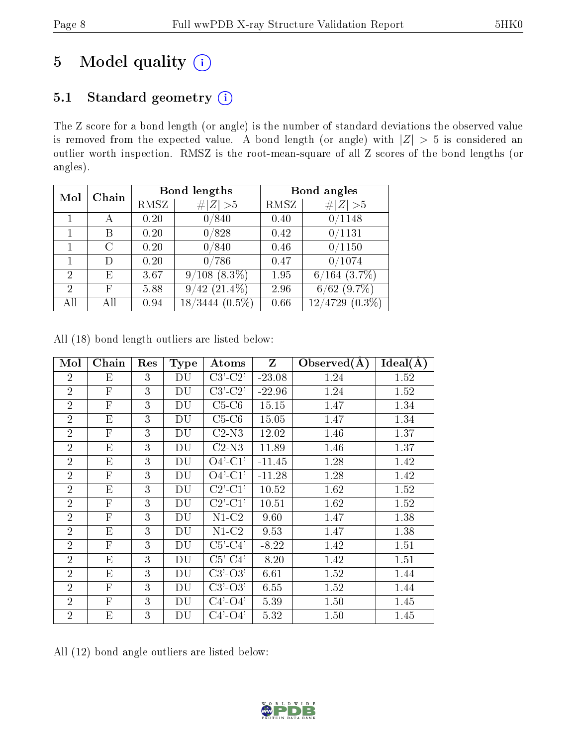# 5 Model quality (i)

## 5.1 Standard geometry (i)

The Z score for a bond length (or angle) is the number of standard deviations the observed value is removed from the expected value. A bond length (or angle) with $|Z| > 5$ is considered an outlier worth inspection. RMSZ is the root-mean-square of all Z scores of the bond lengths (or angles).

| Mol | Chain | Bond lengths | | Bond angles | |
|---|---|---|---|---|---|
| | | RMSZ | $\#\|Z\| > 5$ | RMSZ | $\#\|Z\| > 5$ |
| 1 | A | 0.20 | 0/840 | 0.40 | 0/1148 |
| 1 | B | 0.20 | 0/828 | 0.42 | 0/1131 |
| 1 | C | 0.20 | 0/840 | 0.46 | 0/1150 |
| 1 | D | 0.20 | 0/786 | 0.47 | 0/1074 |
| 2 | E | 3.67 | 9/108 (8.3%) | 1.95 | 6/164 (3.7%) |
| 2 | F | 5.88 | 9/42 (21.4%) | 2.96 | 6/62 (9.7%) |
| All | All | 0.94 | 18/3444 (0.5%) | 0.66 | 12/4729 (0.3%) |

All (18) bond length outliers are listed below:

| Mol | Chain | Res | Type | Atoms | Z | Observed(Å) | Ideal(Å) |
|---|---|---|---|---|---|---|---|
| 2 | E | 3 | DU | C3'-C2' | -23.08 | 1.24 | 1.52 |
| 2 | F | 3 | DU | C3'-C2' | -22.96 | 1.24 | 1.52 |
| 2 | F | 3 | DU | C5-C6 | 15.15 | 1.47 | 1.34 |
| 2 | E | 3 | DU | C5-C6 | 15.05 | 1.47 | 1.34 |
| 2 | F | 3 | DU | C2-N3 | 12.02 | 1.46 | 1.37 |
| 2 | E | 3 | DU | C2-N3 | 11.89 | 1.46 | 1.37 |
| 2 | E | 3 | DU | O4'-C1' | -11.45 | 1.28 | 1.42 |
| 2 | F | 3 | DU | O4'-C1' | -11.28 | 1.28 | 1.42 |
| 2 | E | 3 | DU | C2'-C1' | 10.52 | 1.62 | 1.52 |
| 2 | F | 3 | DU | C2'-C1' | 10.51 | 1.62 | 1.52 |
| 2 | F | 3 | DU | N1-C2 | 9.60 | 1.47 | 1.38 |
| 2 | E | 3 | DU | N1-C2 | 9.53 | 1.47 | 1.38 |
| 2 | F | 3 | DU | C5'-C4' | -8.22 | 1.42 | 1.51 |
| 2 | E | 3 | DU | C5'-C4' | -8.20 | 1.42 | 1.51 |
| 2 | E | 3 | DU | C3'-O3' | 6.61 | 1.52 | 1.44 |
| 2 | F | 3 | DU | C3'-O3' | 6.55 | 1.52 | 1.44 |
| 2 | F | 3 | DU | C4'-O4' | 5.39 | 1.50 | 1.45 |
| 2 | E | 3 | DU | C4'-O4' | 5.32 | 1.50 | 1.45 |

All (12) bond angle outliers are listed below: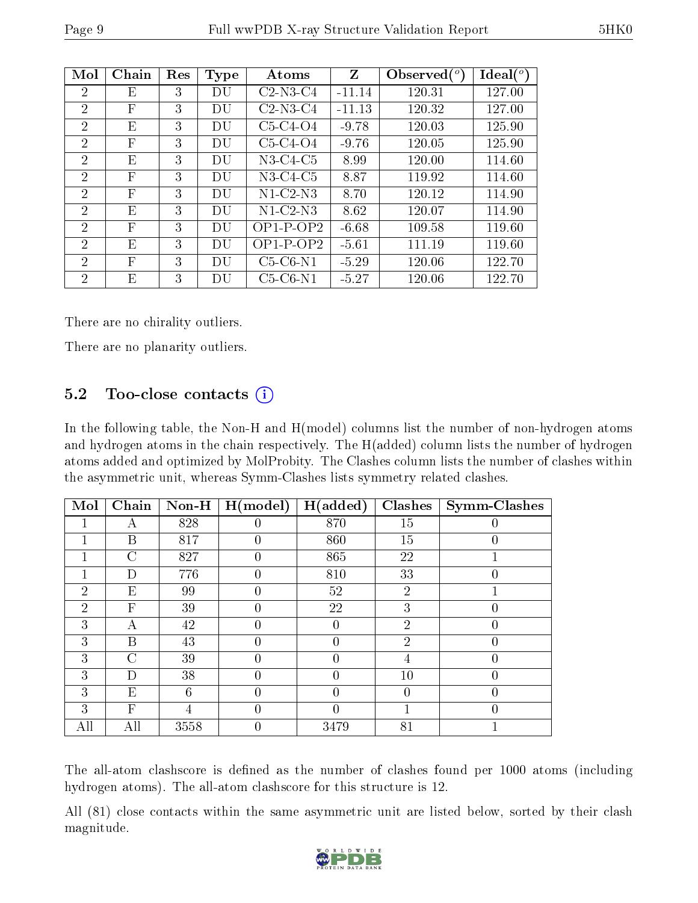| Mol | Chain | Res | Type | Atoms | Z | Observed(°) | Ideal(°) |
|---|---|---|---|---|---|---|---|
| 2 | E | 3 | DU | C2-N3-C4 | -11.14 | 120.31 | 127.00 |
| 2 | F | 3 | DU | C2-N3-C4 | -11.13 | 120.32 | 127.00 |
| 2 | E | 3 | DU | C5-C4-O4 | -9.78 | 120.03 | 125.90 |
| 2 | F | 3 | DU | C5-C4-O4 | -9.76 | 120.05 | 125.90 |
| 2 | E | 3 | DU | N3-C4-C5 | 8.99 | 120.00 | 114.60 |
| 2 | F | 3 | DU | N3-C4-C5 | 8.87 | 119.92 | 114.60 |
| 2 | F | 3 | DU | N1-C2-N3 | 8.70 | 120.12 | 114.90 |
| 2 | E | 3 | DU | N1-C2-N3 | 8.62 | 120.07 | 114.90 |
| 2 | F | 3 | DU | OP1-P-OP2 | -6.68 | 109.58 | 119.60 |
| 2 | E | 3 | DU | OP1-P-OP2 | -5.61 | 111.19 | 119.60 |
| 2 | F | 3 | DU | C5-C6-N1 | -5.29 | 120.06 | 122.70 |
| 2 | E | 3 | DU | C5-C6-N1 | -5.27 | 120.06 | 122.70 |

There are no chirality outliers.

There are no planarity outliers.

## 5.2 Too-close contacts

In the following table, the Non-H and H(model) columns list the number of non-hydrogen atoms and hydrogen atoms in the chain respectively. The H(added) column lists the number of hydrogen atoms added and optimized by MolProbity. The Clashes column lists the number of clashes within the asymmetric unit, whereas Symm-Clashes lists symmetry related clashes.

| Mol | Chain | Non-H | H(model) | H(added) | Clashes | Symm-Clashes |
|---|---|---|---|---|---|---|
| 1 | A | 828 | 0 | 870 | 15 | 0 |
| 1 | B | 817 | 0 | 860 | 15 | 0 |
| 1 | C | 827 | 0 | 865 | 22 | 1 |
| 1 | D | 776 | 0 | 810 | 33 | 0 |
| 2 | E | 99 | 0 | 52 | 2 | 1 |
| 2 | F | 39 | 0 | 22 | 3 | 0 |
| 3 | A | 42 | 0 | 0 | 2 | 0 |
| 3 | B | 43 | 0 | 0 | 2 | 0 |
| 3 | C | 39 | 0 | 0 | 4 | 0 |
| 3 | D | 38 | 0 | 0 | 10 | 0 |
| 3 | E | 6 | 0 | 0 | 0 | 0 |
| 3 | F | 4 | 0 | 0 | 1 | 0 |
| All | All | 3558 | 0 | 3479 | 81 | 1 |

The all-atom clashscore is defined as the number of clashes found per 1000 atoms (including hydrogen atoms). The all-atom clashscore for this structure is 12.

All (81) close contacts within the same asymmetric unit are listed below, sorted by their clash magnitude.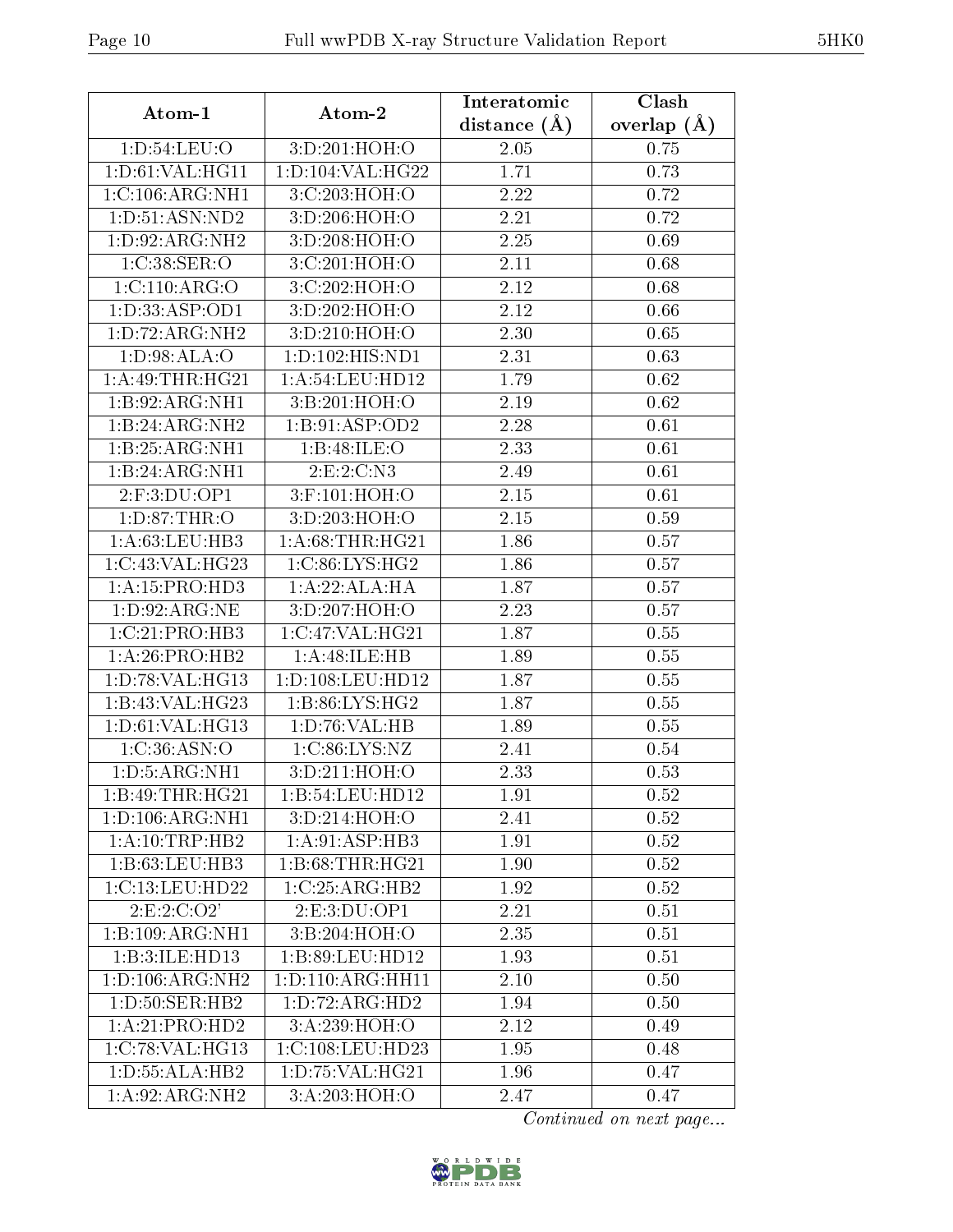| Atom-1 | Atom-2 | Interatomic distance (Å) | Clash overlap (Å) |
|---|---|---|---|
| 1:D:54:LEU:O | 3:D:201:HOH:O | 2.05 | 0.75 |
| 1:D:61:VAL:HG11 | 1:D:104:VAL:HG22 | 1.71 | 0.73 |
| 1:C:106:ARG:NH1 | 3:C:203:HOH:O | 2.22 | 0.72 |
| 1:D:51:ASN:ND2 | 3:D:206:HOH:O | 2.21 | 0.72 |
| 1:D:92:ARG:NH2 | 3:D:208:HOH:O | 2.25 | 0.69 |
| 1:C:38:SER:O | 3:C:201:HOH:O | 2.11 | 0.68 |
| 1:C:110:ARG:O | 3:C:202:HOH:O | 2.12 | 0.68 |
| 1:D:33:ASP:OD1 | 3:D:202:HOH:O | 2.12 | 0.66 |
| 1:D:72:ARG:NH2 | 3:D:210:HOH:O | 2.30 | 0.65 |
| 1:D:98:ALA:O | 1:D:102:HIS:ND1 | 2.31 | 0.63 |
| 1:A:49:THR:HG21 | 1:A:54:LEU:HD12 | 1.79 | 0.62 |
| 1:B:92:ARG:NH1 | 3:B:201:HOH:O | 2.19 | 0.62 |
| 1:B:24:ARG:NH2 | 1:B:91:ASP:OD2 | 2.28 | 0.61 |
| 1:B:25:ARG:NH1 | 1:B:48:ILE:O | 2.33 | 0.61 |
| 1:B:24:ARG:NH1 | 2:E:2:C:N3 | 2.49 | 0.61 |
| 2:F:3:DU:OP1 | 3:F:101:HOH:O | 2.15 | 0.61 |
| 1:D:87:THR:O | 3:D:203:HOH:O | 2.15 | 0.59 |
| 1:A:63:LEU:HB3 | 1:A:68:THR:HG21 | 1.86 | 0.57 |
| 1:C:43:VAL:HG23 | 1:C:86:LYS:HG2 | 1.86 | 0.57 |
| 1:A:15:PRO:HD3 | 1:A:22:ALA:HA | 1.87 | 0.57 |
| 1:D:92:ARG:NE | 3:D:207:HOH:O | 2.23 | 0.57 |
| 1:C:21:PRO:HB3 | 1:C:47:VAL:HG21 | 1.87 | 0.55 |
| 1:A:26:PRO:HB2 | 1:A:48:ILE:HB | 1.89 | 0.55 |
| 1:D:78:VAL:HG13 | 1:D:108:LEU:HD12 | 1.87 | 0.55 |
| 1:B:43:VAL:HG23 | 1:B:86:LYS:HG2 | 1.87 | 0.55 |
| 1:D:61:VAL:HG13 | 1:D:76:VAL:HB | 1.89 | 0.55 |
| 1:C:36:ASN:O | 1:C:86:LYS:NZ | 2.41 | 0.54 |
| 1:D:5:ARG:NH1 | 3:D:211:HOH:O | 2.33 | 0.53 |
| 1:B:49:THR:HG21 | 1:B:54:LEU:HD12 | 1.91 | 0.52 |
| 1:D:106:ARG:NH1 | 3:D:214:HOH:O | 2.41 | 0.52 |
| 1:A:10:TRP:HB2 | 1:A:91:ASP:HB3 | 1.91 | 0.52 |
| 1:B:63:LEU:HB3 | 1:B:68:THR:HG21 | 1.90 | 0.52 |
| 1:C:13:LEU:HD22 | 1:C:25:ARG:HB2 | 1.92 | 0.52 |
| 2:E:2:C:O2' | 2:E:3:DU:OP1 | 2.21 | 0.51 |
| 1:B:109:ARG:NH1 | 3:B:204:HOH:O | 2.35 | 0.51 |
| 1:B:3:ILE:HD13 | 1:B:89:LEU:HD12 | 1.93 | 0.51 |
| 1:D:106:ARG:NH2 | 1:D:110:ARG:HH11 | 2.10 | 0.50 |
| 1:D:50:SER:HB2 | 1:D:72:ARG:HD2 | 1.94 | 0.50 |
| 1:A:21:PRO:HD2 | 3:A:239:HOH:O | 2.12 | 0.49 |
| 1:C:78:VAL:HG13 | 1:C:108:LEU:HD23 | 1.95 | 0.48 |
| 1:D:55:ALA:HB2 | 1:D:75:VAL:HG21 | 1.96 | 0.47 |
| 1:A:92:ARG:NH2 | 3:A:203:HOH:O | 2.47 | 0.47 |

*Continued on next page...*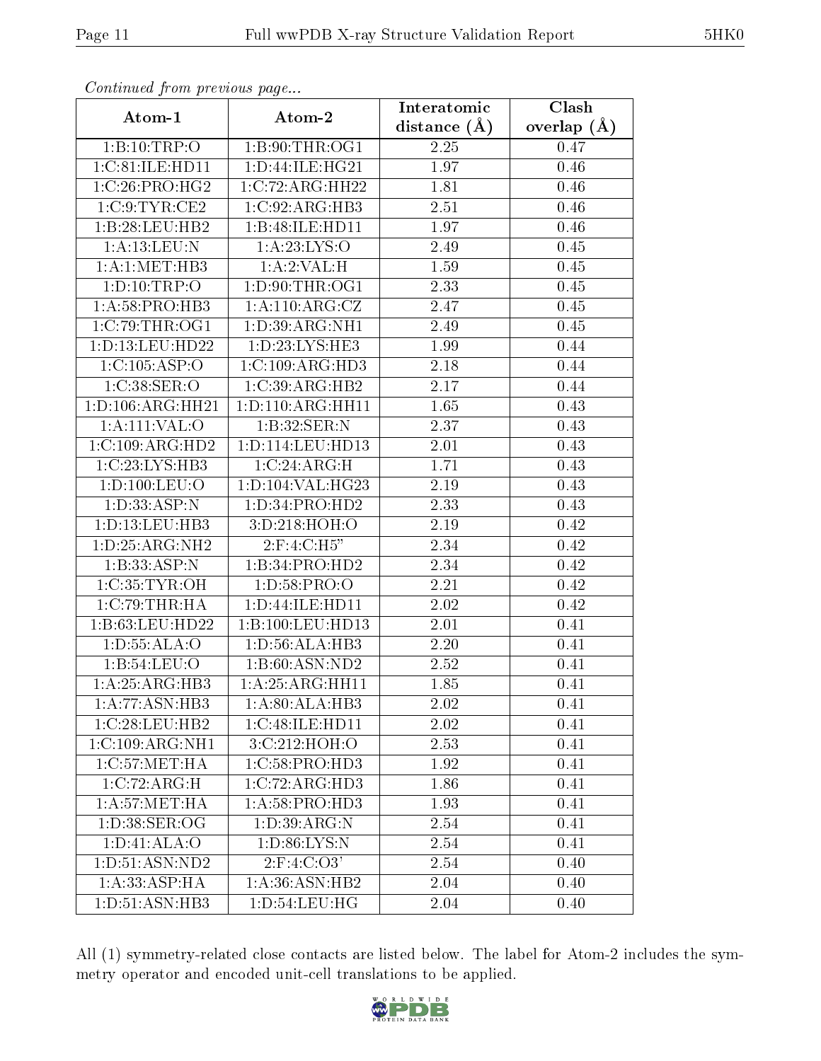*Continued from previous page...*

| Atom-1 | Atom-2 | Interatomic distance (Å) | Clash overlap (Å) |
|---|---|---|---|
| 1:B:10:TRP:O | 1:B:90:THR:OG1 | 2.25 | 0.47 |
| 1:C:81:ILE:HD11 | 1:D:44:ILE:HG21 | 1.97 | 0.46 |
| 1:C:26:PRO:HG2 | 1:C:72:ARG:HH22 | 1.81 | 0.46 |
| 1:C:9:TYR:CE2 | 1:C:92:ARG:HB3 | 2.51 | 0.46 |
| 1:B:28:LEU:HB2 | 1:B:48:ILE:HD11 | 1.97 | 0.46 |
| 1:A:13:LEU:N | 1:A:23:LYS:O | 2.49 | 0.45 |
| 1:A:1:MET:HB3 | 1:A:2:VAL:H | 1.59 | 0.45 |
| 1:D:10:TRP:O | 1:D:90:THR:OG1 | 2.33 | 0.45 |
| 1:A:58:PRO:HB3 | 1:A:110:ARG:CZ | 2.47 | 0.45 |
| 1:C:79:THR:OG1 | 1:D:39:ARG:NH1 | 2.49 | 0.45 |
| 1:D:13:LEU:HD22 | 1:D:23:LYS:HE3 | 1.99 | 0.44 |
| 1:C:105:ASP:O | 1:C:109:ARG:HD3 | 2.18 | 0.44 |
| 1:C:38:SER:O | 1:C:39:ARG:HB2 | 2.17 | 0.44 |
| 1:D:106:ARG:HH21 | 1:D:110:ARG:HH11 | 1.65 | 0.43 |
| 1:A:111:VAL:O | 1:B:32:SER:N | 2.37 | 0.43 |
| 1:C:109:ARG:HD2 | 1:D:114:LEU:HD13 | 2.01 | 0.43 |
| 1:C:23:LYS:HB3 | 1:C:24:ARG:H | 1.71 | 0.43 |
| 1:D:100:LEU:O | 1:D:104:VAL:HG23 | 2.19 | 0.43 |
| 1:D:33:ASP:N | 1:D:34:PRO:HD2 | 2.33 | 0.43 |
| 1:D:13:LEU:HB3 | 3:D:218:HOH:O | 2.19 | 0.42 |
| 1:D:25:ARG:NH2 | 2:F:4:C:H5" | 2.34 | 0.42 |
| 1:B:33:ASP:N | 1:B:34:PRO:HD2 | 2.34 | 0.42 |
| 1:C:35:TYR:OH | 1:D:58:PRO:O | 2.21 | 0.42 |
| 1:C:79:THR:HA | 1:D:44:ILE:HD11 | 2.02 | 0.42 |
| 1:B:63:LEU:HD22 | 1:B:100:LEU:HD13 | 2.01 | 0.41 |
| 1:D:55:ALA:O | 1:D:56:ALA:HB3 | 2.20 | 0.41 |
| 1:B:54:LEU:O | 1:B:60:ASN:ND2 | 2.52 | 0.41 |
| 1:A:25:ARG:HB3 | 1:A:25:ARG:HH11 | 1.85 | 0.41 |
| 1:A:77:ASN:HB3 | 1:A:80:ALA:HB3 | 2.02 | 0.41 |
| 1:C:28:LEU:HB2 | 1:C:48:ILE:HD11 | 2.02 | 0.41 |
| 1:C:109:ARG:NH1 | 3:C:212:HOH:O | 2.53 | 0.41 |
| 1:C:57:MET:HA | 1:C:58:PRO:HD3 | 1.92 | 0.41 |
| 1:C:72:ARG:H | 1:C:72:ARG:HD3 | 1.86 | 0.41 |
| 1:A:57:MET:HA | 1:A:58:PRO:HD3 | 1.93 | 0.41 |
| 1:D:38:SER:OG | 1:D:39:ARG:N | 2.54 | 0.41 |
| 1:D:41:ALA:O | 1:D:86:LYS:N | 2.54 | 0.41 |
| 1:D:51:ASN:ND2 | 2:F:4:C:O3' | 2.54 | 0.40 |
| 1:A:33:ASP:HA | 1:A:36:ASN:HB2 | 2.04 | 0.40 |
| 1:D:51:ASN:HB3 | 1:D:54:LEU:HG | 2.04 | 0.40 |

All (1) symmetry-related close contacts are listed below. The label for Atom-2 includes the symmetry operator and encoded unit-cell translations to be applied.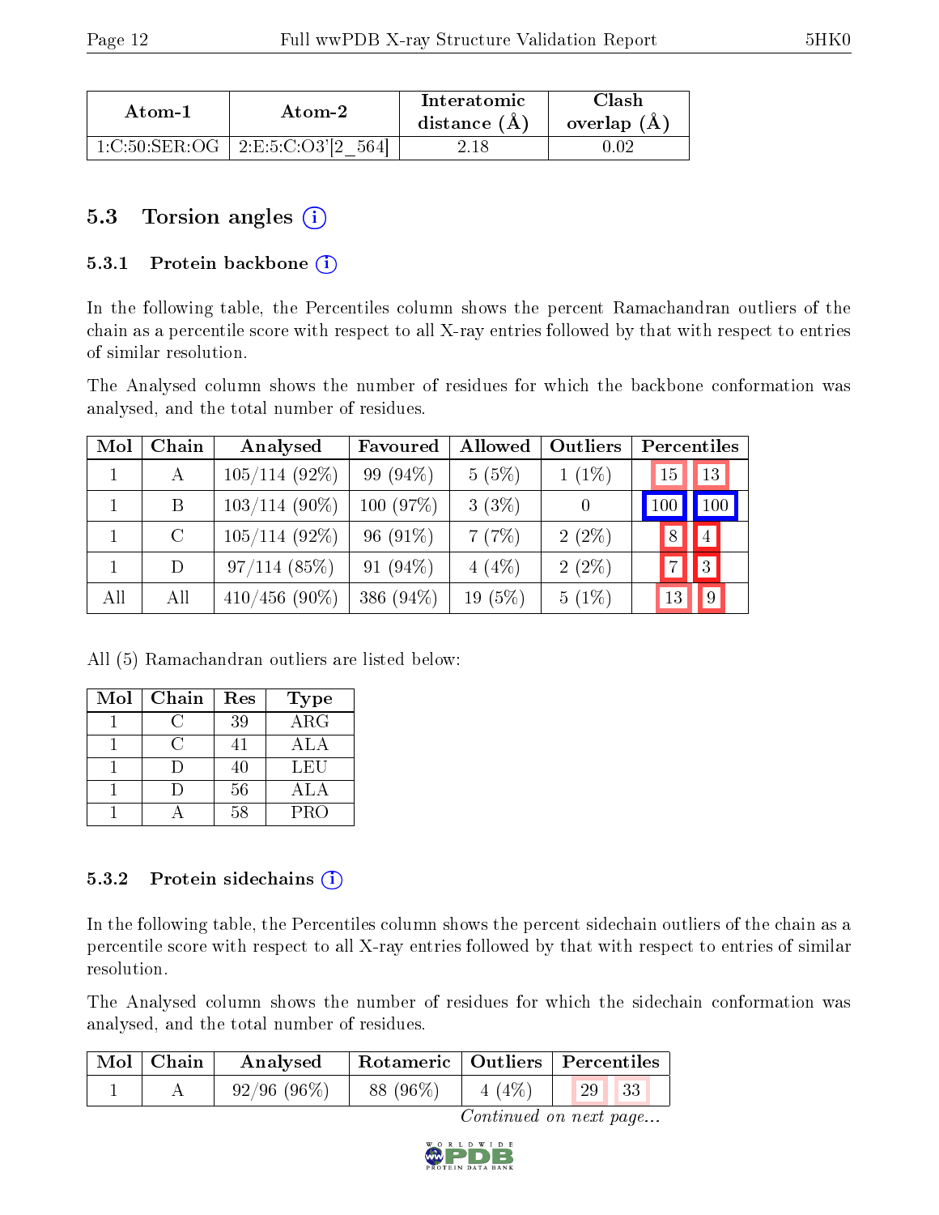| Atom-1 | Atom-2 | Interatomic distance (Å) | Clash overlap (Å) |
|---|---|---|---|
| 1:C:50:SER:OG | 2:E:5:C:O3'[2_564] | 2.18 | 0.02 |

## 5.3 Torsion angles (i)

### 5.3.1 Protein backbone (i)

In the following table, the Percentiles column shows the percent Ramachandran outliers of the chain as a percentile score with respect to all X-ray entries followed by that with respect to entries of similar resolution.

The Analysed column shows the number of residues for which the backbone conformation was analysed, and the total number of residues.

| Mol | Chain | Analysed | Favoured | Allowed | Outliers | Percentiles | |
|---|---|---|---|---|---|---|---|
| 1 | A | 105/114 (92%) | 99 (94%) | 5 (5%) | 1 (1%) | 15 | 13 |
| 1 | B | 103/114 (90%) | 100 (97%) | 3 (3%) | 0 | 100 | 100 |
| 1 | C | 105/114 (92%) | 96 (91%) | 7 (7%) | 2 (2%) | 8 | 4 |
| 1 | D | 97/114 (85%) | 91 (94%) | 4 (4%) | 2 (2%) | 7 | 3 |
| All | All | 410/456 (90%) | 386 (94%) | 19 (5%) | 5 (1%) | 13 | 9 |

All (5) Ramachandran outliers are listed below:

| Mol | Chain | Res | Type |
|---|---|---|---|
| 1 | C | 39 | ARG |
| 1 | C | 41 | ALA |
| 1 | D | 40 | LEU |
| 1 | D | 56 | ALA |
| 1 | A | 58 | PRO |

### 5.3.2 Protein sidechains (i)

In the following table, the Percentiles column shows the percent sidechain outliers of the chain as a percentile score with respect to all X-ray entries followed by that with respect to entries of similar resolution.

The Analysed column shows the number of residues for which the sidechain conformation was analysed, and the total number of residues.

| Mol | Chain | Analysed | Rotameric | Outliers | Percentiles | |
|---|---|---|---|---|---|---|
| 1 | A | 92/96 (96%) | 88 (96%) | 4 (4%) | 29 | 33 |

*Continued on next page...*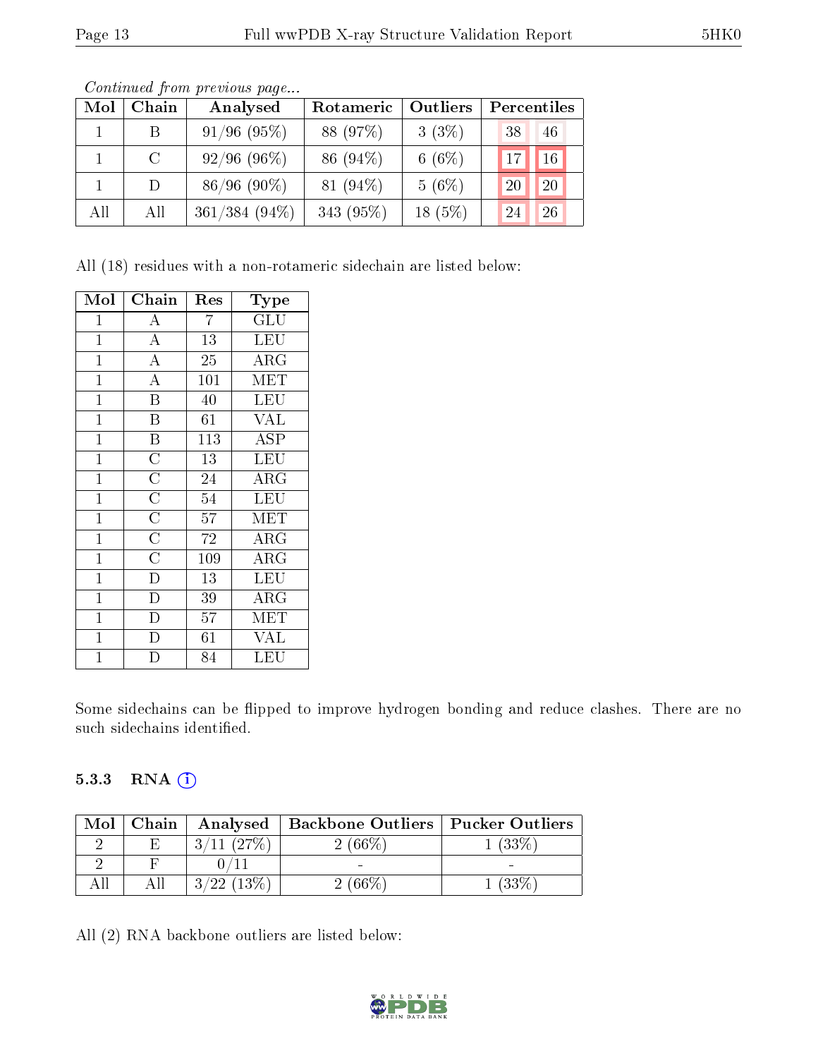*Continued from previous page...*

| Mol | Chain | Analysed | Rotameric | Outliers | Percentiles | |
|---|---|---|---|---|---|---|
| 1 | B | 91/96 (95%) | 88 (97%) | 3 (3%) | 38 | 46 |
| 1 | C | 92/96 (96%) | 86 (94%) | 6 (6%) | 17 | 16 |
| 1 | D | 86/96 (90%) | 81 (94%) | 5 (6%) | 20 | 20 |
| All | All | 361/384 (94%) | 343 (95%) | 18 (5%) | 24 | 26 |

All (18) residues with a non-rotameric sidechain are listed below:

| Mol | Chain | Res | Type |
|---|---|---|---|
| 1 | A | 7 | GLU |
| 1 | A | 13 | LEU |
| 1 | A | 25 | ARG |
| 1 | A | 101 | MET |
| 1 | B | 40 | LEU |
| 1 | B | 61 | VAL |
| 1 | B | 113 | ASP |
| 1 | C | 13 | LEU |
| 1 | C | 24 | ARG |
| 1 | C | 54 | LEU |
| 1 | C | 57 | MET |
| 1 | C | 72 | ARG |
| 1 | C | 109 | ARG |
| 1 | D | 13 | LEU |
| 1 | D | 39 | ARG |
| 1 | D | 57 | MET |
| 1 | D | 61 | VAL |
| 1 | D | 84 | LEU |

Some sidechains can be flipped to improve hydrogen bonding and reduce clashes. There are no such sidechains identified.

### 5.3.3 RNA

| Mol | Chain | Analysed | Backbone Outliers | Pucker Outliers |
|---|---|---|---|---|
| 2 | E | 3/11 (27%) | 2 (66%) | 1 (33%) |
| 2 | F | 0/11 | - | - |
| All | All | 3/22 (13%) | 2 (66%) | 1 (33%) |

All (2) RNA backbone outliers are listed below: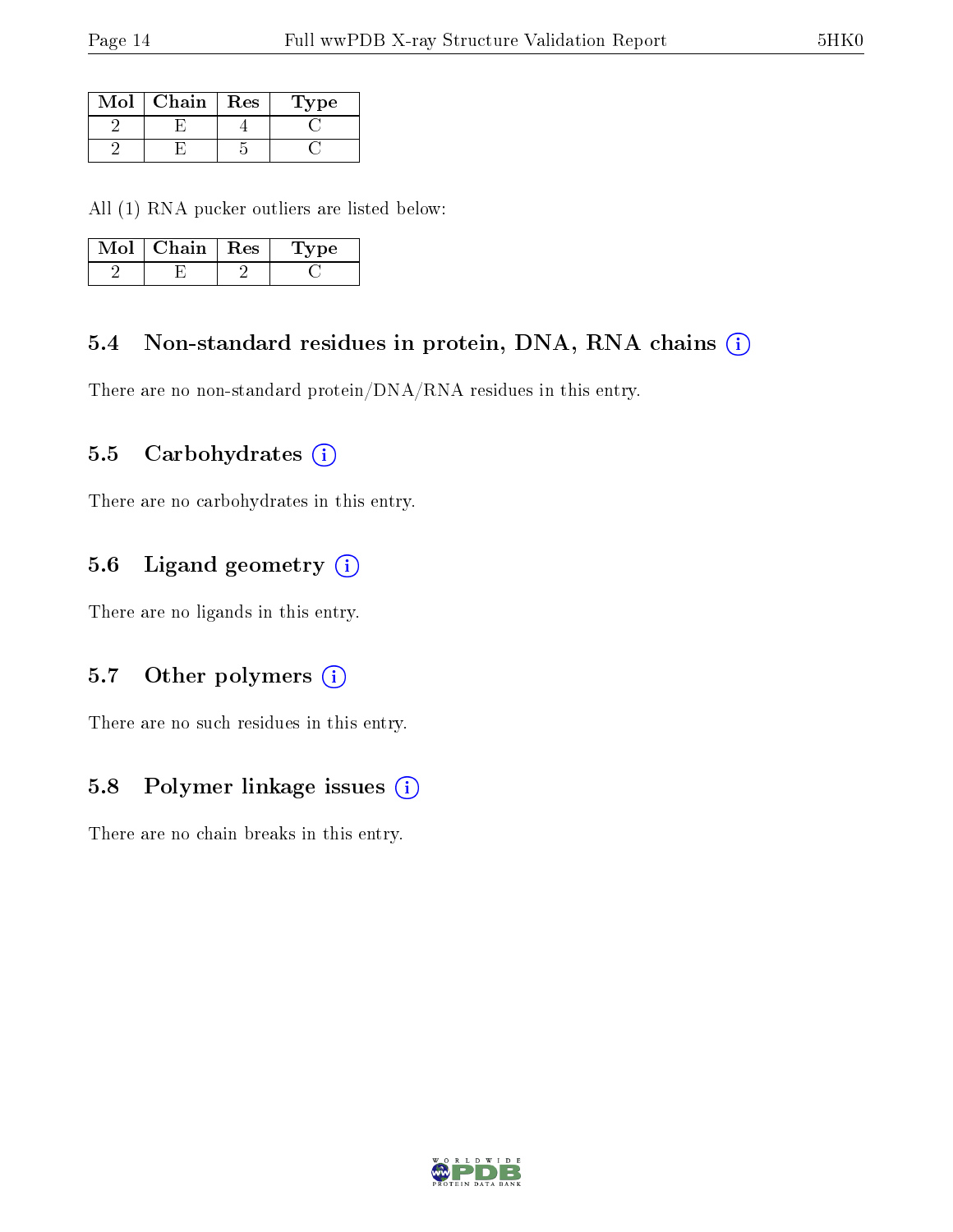| Mol | Chain | Res | Type |
|---|---|---|---|
| 2 | E | 4 | C |
| 2 | E | 5 | C |

All (1) RNA pucker outliers are listed below:

| Mol | Chain | Res | Type |
|---|---|---|---|
| 2 | E | 2 | C |

### 5.4 Non-standard residues in protein, DNA, RNA chains

There are no non-standard protein/DNA/RNA residues in this entry.

### 5.5 Carbohydrates

There are no carbohydrates in this entry.

### 5.6 Ligand geometry

There are no ligands in this entry.

### 5.7 Other polymers

There are no such residues in this entry.

### 5.8 Polymer linkage issues

There are no chain breaks in this entry.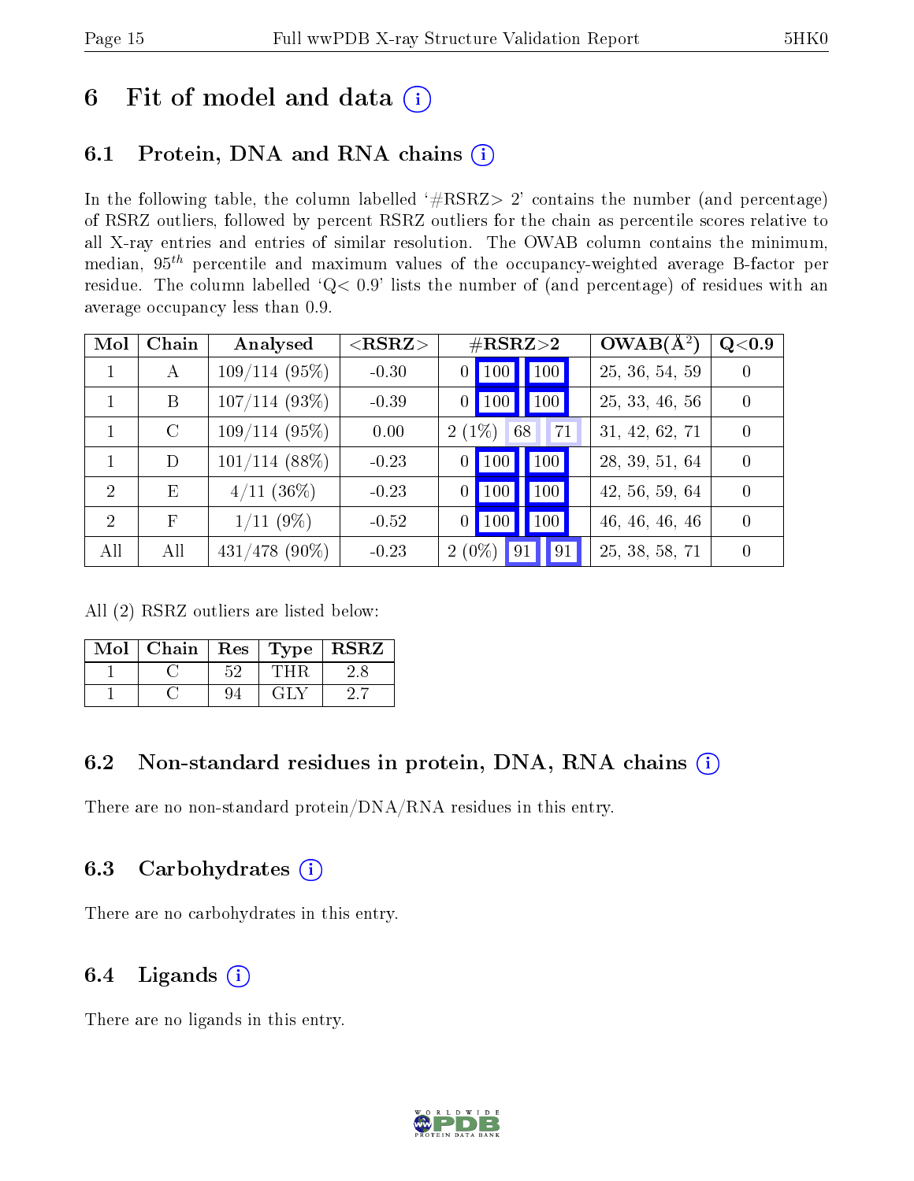# 6 Fit of model and data (i)

## 6.1 Protein, DNA and RNA chains (i)

In the following table, the column labelled '#RSRZ> 2' contains the number (and percentage) of RSRZ outliers, followed by percent RSRZ outliers for the chain as percentile scores relative to all X-ray entries and entries of similar resolution. The OWAB column contains the minimum, median, $95^{th}$ percentile and maximum values of the occupancy-weighted average B-factor per residue. The column labelled 'Q< 0.9' lists the number of (and percentage) of residues with an average occupancy less than 0.9.

| Mol | Chain | Analysed | <RSRZ> | #RSRZ>2 | | | OWAB(Å²) | Q<0.9 |
|---|---|---|---|---|---|---|---|---|
| 1 | A | 109/114 (95%) | -0.30 | 0 | 100 | 100 | 25, 36, 54, 59 | 0 |
| 1 | B | 107/114 (93%) | -0.39 | 0 | 100 | 100 | 25, 33, 46, 56 | 0 |
| 1 | C | 109/114 (95%) | 0.00 | 2 (1%) | 68 | 71 | 31, 42, 62, 71 | 0 |
| 1 | D | 101/114 (88%) | -0.23 | 0 | 100 | 100 | 28, 39, 51, 64 | 0 |
| 2 | E | 4/11 (36%) | -0.23 | 0 | 100 | 100 | 42, 56, 59, 64 | 0 |
| 2 | F | 1/11 (9%) | -0.52 | 0 | 100 | 100 | 46, 46, 46, 46 | 0 |
| All | All | 431/478 (90%) | -0.23 | 2 (0%) | 91 | 91 | 25, 38, 58, 71 | 0 |

All (2) RSRZ outliers are listed below:

| Mol | Chain | Res | Type | RSRZ |
|---|---|---|---|---|
| 1 | C | 52 | THR | 2.8 |
| 1 | C | 94 | GLY | 2.7 |

## 6.2 Non-standard residues in protein, DNA, RNA chains (i)

There are no non-standard protein/DNA/RNA residues in this entry.

## 6.3 Carbohydrates (i)

There are no carbohydrates in this entry.

## 6.4 Ligands (i)

There are no ligands in this entry.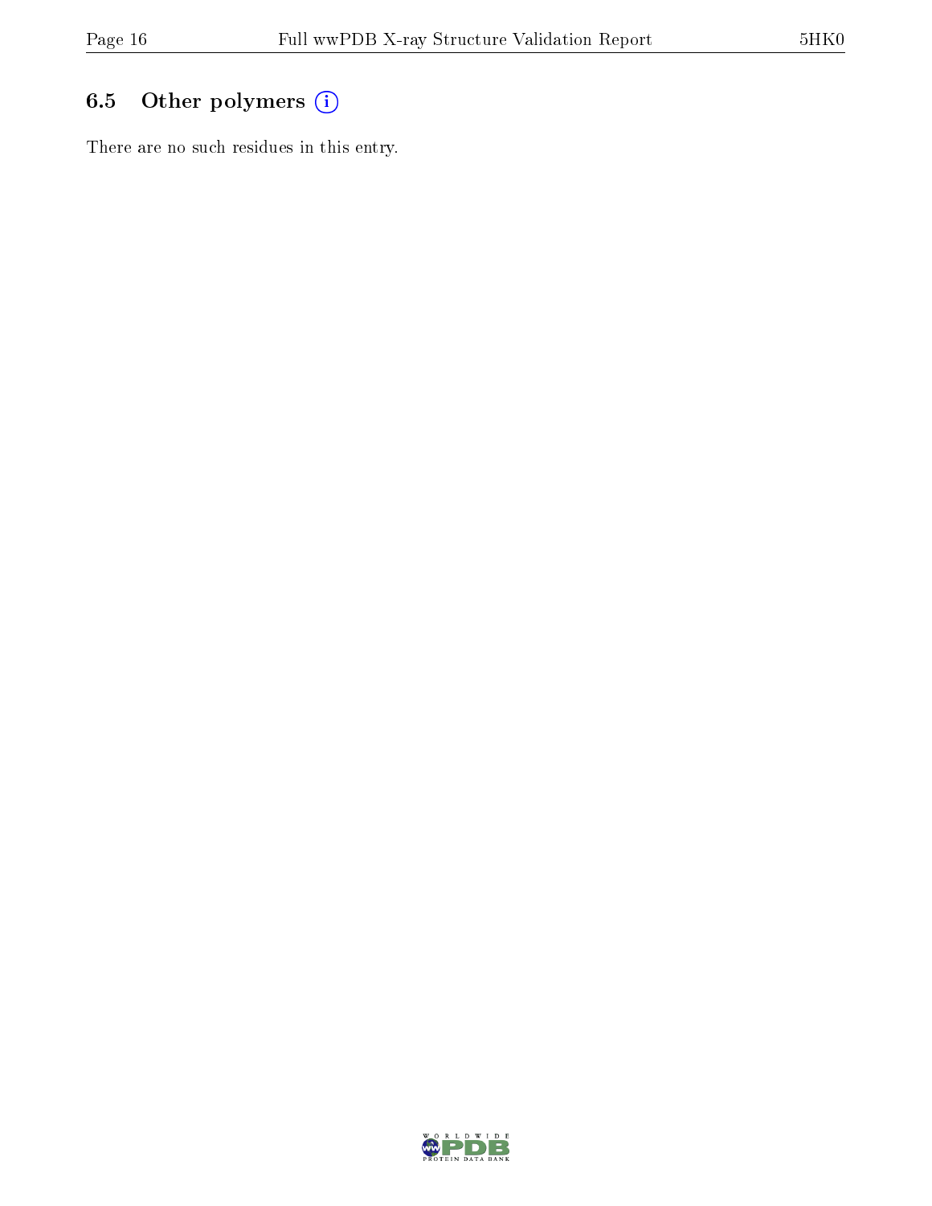## 6.5 Other polymers (i)

There are no such residues in this entry.